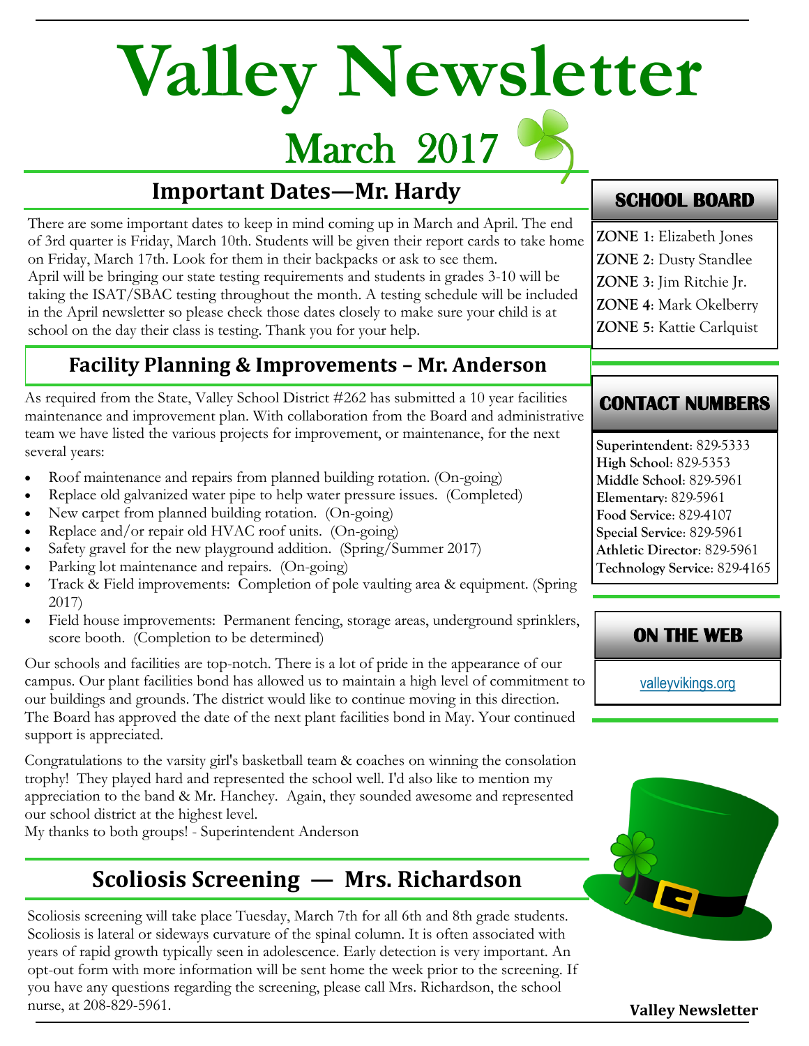# Valley Newsletter

## March 2017

## Important Dates—Mr. Hardy

There are some important dates to keep in mind coming up in March and April. The end of 3rd quarter is Friday, March 10th. Students will be given their report cards to take home on Friday, March 17th. Look for them in their backpacks or ask to see them.
April will be bringing our state testing requirements and students in grades 3-10 will be taking the ISAT/SBAC testing throughout the month. A testing schedule will be included in the April newsletter so please check those dates closely to make sure your child is at school on the day their class is testing. Thank you for your help.

## Facility Planning & Improvements – Mr. Anderson

As required from the State, Valley School District #262 has submitted a 10 year facilities maintenance and improvement plan. With collaboration from the Board and administrative team we have listed the various projects for improvement, or maintenance, for the next several years:

- Roof maintenance and repairs from planned building rotation. (On-going)
- Replace old galvanized water pipe to help water pressure issues. (Completed)
- New carpet from planned building rotation. (On-going)
- Replace and/or repair old HVAC roof units. (On-going)
- Safety gravel for the new playground addition. (Spring/Summer 2017)
- Parking lot maintenance and repairs. (On-going)
- Track & Field improvements: Completion of pole vaulting area & equipment. (Spring 2017)
- Field house improvements: Permanent fencing, storage areas, underground sprinklers, score booth. (Completion to be determined)

Our schools and facilities are top-notch. There is a lot of pride in the appearance of our campus. Our plant facilities bond has allowed us to maintain a high level of commitment to our buildings and grounds. The district would like to continue moving in this direction. The Board has approved the date of the next plant facilities bond in May. Your continued support is appreciated.

Congratulations to the varsity girl's basketball team & coaches on winning the consolation trophy! They played hard and represented the school well. I'd also like to mention my appreciation to the band & Mr. Hanchey. Again, they sounded awesome and represented our school district at the highest level.
My thanks to both groups! - Superintendent Anderson

## Scoliosis Screening — Mrs. Richardson

Scoliosis screening will take place Tuesday, March 7th for all 6th and 8th grade students. Scoliosis is lateral or sideways curvature of the spinal column. It is often associated with years of rapid growth typically seen in adolescence. Early detection is very important. An opt-out form with more information will be sent home the week prior to the screening. If you have any questions regarding the screening, please call Mrs. Richardson, the school nurse, at 208-829-5961.

### SCHOOL BOARD

**ZONE 1**: Elizabeth Jones
**ZONE 2**: Dusty Standlee
**ZONE 3**: Jim Ritchie Jr.
**ZONE 4**: Mark Okelberry
**ZONE 5**: Kattie Carlquist

### CONTACT NUMBERS

**Superintendent**: 829-5333
**High School**: 829-5353
**Middle School**: 829-5961
**Elementary**: 829-5961
**Food Service**: 829-4107
**Special Service**: 829-5961
**Athletic Director**: 829-5961
**Technology Service**: 829-4165

### ON THE WEB

valleyvikings.org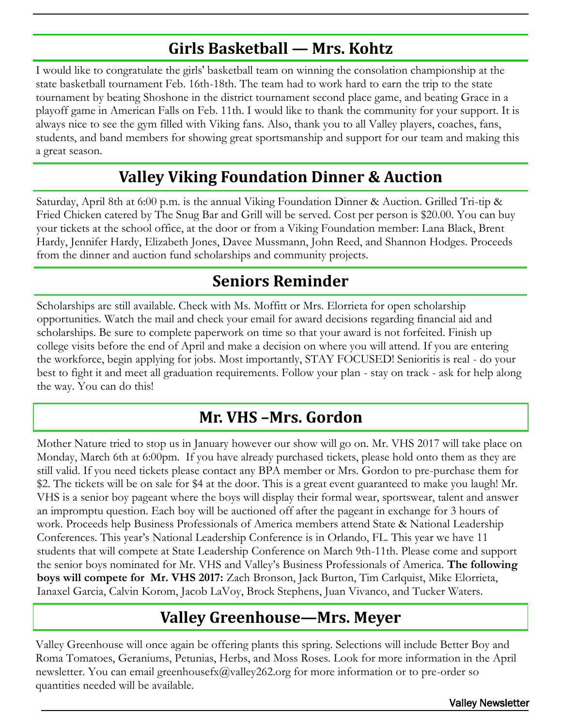## Girls Basketball — Mrs. Kohtz

I would like to congratulate the girls' basketball team on winning the consolation championship at the state basketball tournament Feb. 16th-18th. The team had to work hard to earn the trip to the state tournament by beating Shoshone in the district tournament second place game, and beating Grace in a playoff game in American Falls on Feb. 11th. I would like to thank the community for your support. It is always nice to see the gym filled with Viking fans. Also, thank you to all Valley players, coaches, fans, students, and band members for showing great sportsmanship and support for our team and making this a great season.

## Valley Viking Foundation Dinner & Auction

Saturday, April 8th at 6:00 p.m. is the annual Viking Foundation Dinner & Auction. Grilled Tri-tip & Fried Chicken catered by The Snug Bar and Grill will be served. Cost per person is $20.00. You can buy your tickets at the school office, at the door or from a Viking Foundation member: Lana Black, Brent Hardy, Jennifer Hardy, Elizabeth Jones, Davee Mussmann, John Reed, and Shannon Hodges. Proceeds from the dinner and auction fund scholarships and community projects.

## Seniors Reminder

Scholarships are still available. Check with Ms. Moffitt or Mrs. Elorrieta for open scholarship opportunities. Watch the mail and check your email for award decisions regarding financial aid and scholarships. Be sure to complete paperwork on time so that your award is not forfeited. Finish up college visits before the end of April and make a decision on where you will attend. If you are entering the workforce, begin applying for jobs. Most importantly, STAY FOCUSED! Senioritis is real - do your best to fight it and meet all graduation requirements. Follow your plan - stay on track - ask for help along the way. You can do this!

## Mr. VHS –Mrs. Gordon

Mother Nature tried to stop us in January however our show will go on. Mr. VHS 2017 will take place on Monday, March 6th at 6:00pm. If you have already purchased tickets, please hold onto them as they are still valid. If you need tickets please contact any BPA member or Mrs. Gordon to pre-purchase them for $2. The tickets will be on sale for $4 at the door. This is a great event guaranteed to make you laugh! Mr. VHS is a senior boy pageant where the boys will display their formal wear, sportswear, talent and answer an impromptu question. Each boy will be auctioned off after the pageant in exchange for 3 hours of work. Proceeds help Business Professionals of America members attend State & National Leadership Conferences. This year's National Leadership Conference is in Orlando, FL. This year we have 11 students that will compete at State Leadership Conference on March 9th-11th. Please come and support the senior boys nominated for Mr. VHS and Valley's Business Professionals of America. **The following boys will compete for Mr. VHS 2017:** Zach Bronson, Jack Burton, Tim Carlquist, Mike Elorrieta, Ianaxel Garcia, Calvin Korom, Jacob LaVoy, Brock Stephens, Juan Vivanco, and Tucker Waters.

## Valley Greenhouse—Mrs. Meyer

Valley Greenhouse will once again be offering plants this spring. Selections will include Better Boy and Roma Tomatoes, Geraniums, Petunias, Herbs, and Moss Roses. Look for more information in the April newsletter. You can email greenhousefx@valley262.org for more information or to pre-order so quantities needed will be available.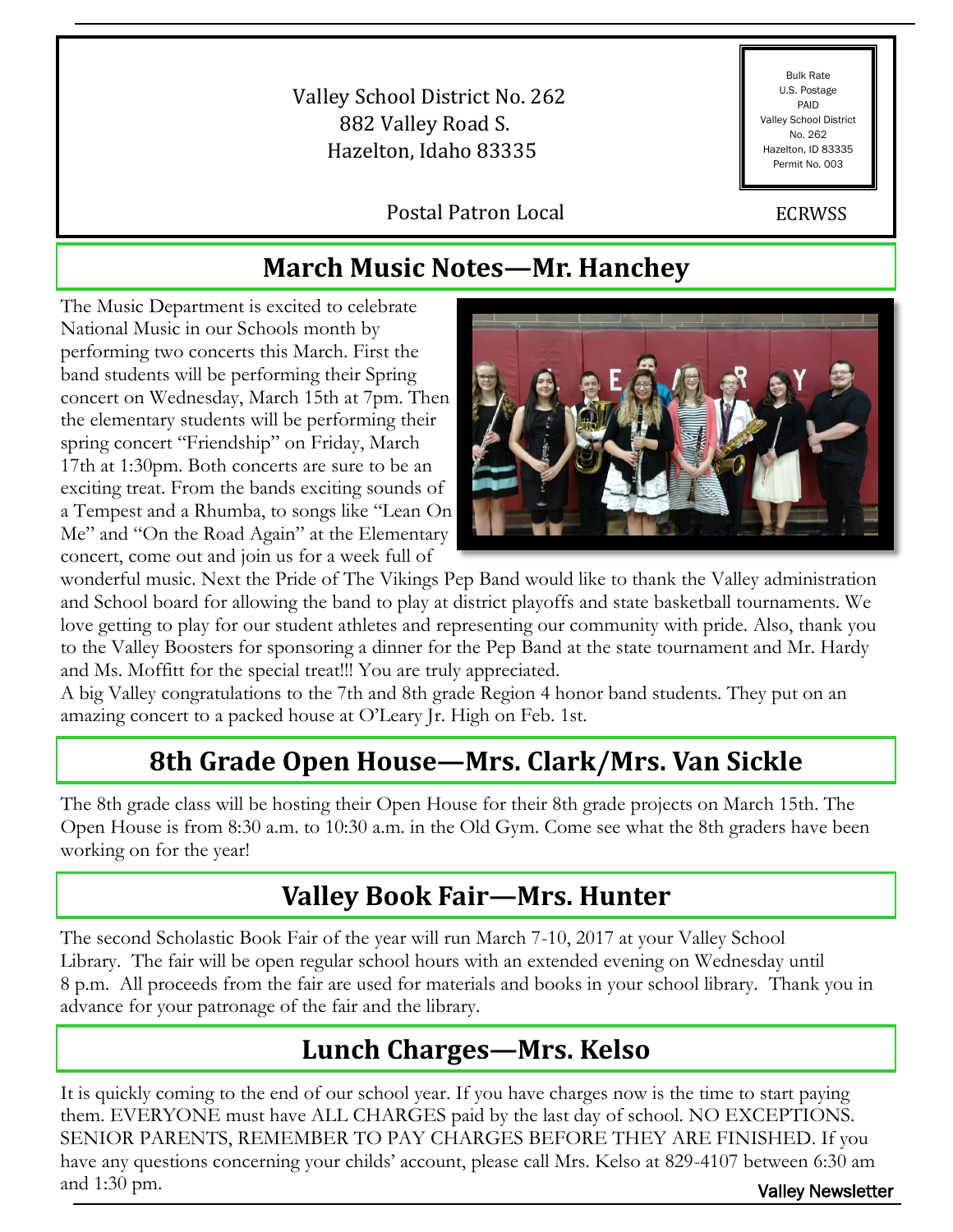Valley School District No. 262
882 Valley Road S.
Hazelton, Idaho 83335

Bulk Rate
U.S. Postage
PAID
Valley School District
No. 262
Hazelton, ID 83335
Permit No. 003

Postal Patron Local

ECRWSS

## March Music Notes—Mr. Hanchey

The Music Department is excited to celebrate National Music in our Schools month by performing two concerts this March. First the band students will be performing their Spring concert on Wednesday, March 15th at 7pm. Then the elementary students will be performing their spring concert "Friendship" on Friday, March 17th at 1:30pm. Both concerts are sure to be an exciting treat. From the bands exciting sounds of a Tempest and a Rhumba, to songs like "Lean On Me" and "On the Road Again" at the Elementary concert, come out and join us for a week full of wonderful music. Next the Pride of The Vikings Pep Band would like to thank the Valley administration and School board for allowing the band to play at district playoffs and state basketball tournaments. We love getting to play for our student athletes and representing our community with pride. Also, thank you to the Valley Boosters for sponsoring a dinner for the Pep Band at the state tournament and Mr. Hardy and Ms. Moffitt for the special treat!!! You are truly appreciated.

A big Valley congratulations to the 7th and 8th grade Region 4 honor band students. They put on an amazing concert to a packed house at O'Leary Jr. High on Feb. 1st.

## 8th Grade Open House—Mrs. Clark/Mrs. Van Sickle

The 8th grade class will be hosting their Open House for their 8th grade projects on March 15th. The Open House is from 8:30 a.m. to 10:30 a.m. in the Old Gym. Come see what the 8th graders have been working on for the year!

## Valley Book Fair—Mrs. Hunter

The second Scholastic Book Fair of the year will run March 7-10, 2017 at your Valley School Library. The fair will be open regular school hours with an extended evening on Wednesday until 8 p.m. All proceeds from the fair are used for materials and books in your school library. Thank you in advance for your patronage of the fair and the library.

## Lunch Charges—Mrs. Kelso

It is quickly coming to the end of our school year. If you have charges now is the time to start paying them. EVERYONE must have ALL CHARGES paid by the last day of school. NO EXCEPTIONS. SENIOR PARENTS, REMEMBER TO PAY CHARGES BEFORE THEY ARE FINISHED. If you have any questions concerning your childs' account, please call Mrs. Kelso at 829-4107 between 6:30 am and 1:30 pm.